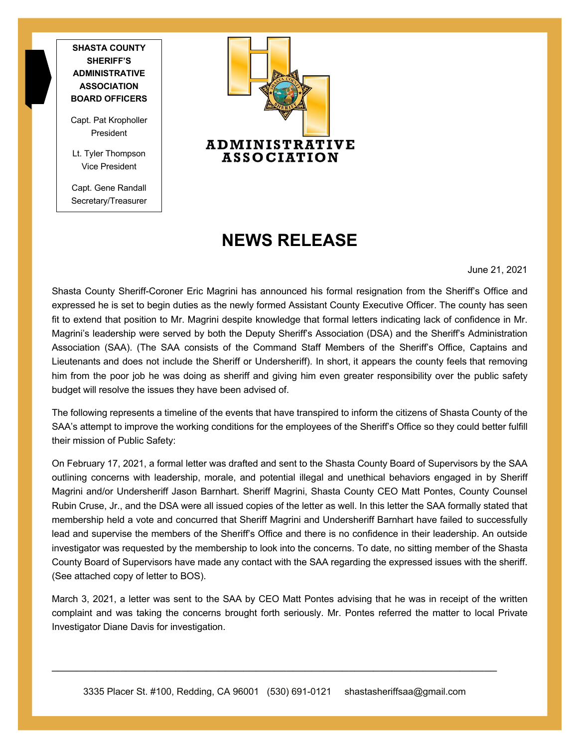**SHASTA COUNTY SHERIFF'S ADMINISTRATIVE ASSOCIATION BOARD OFFICERS**

Capt. Pat Kropholler
President

Lt. Tyler Thompson
Vice President

Capt. Gene Randall
Secretary/Treasurer

ADMINISTRATIVE ASSOCIATION

# NEWS RELEASE

June 21, 2021

Shasta County Sheriff-Coroner Eric Magrini has announced his formal resignation from the Sheriff's Office and expressed he is set to begin duties as the newly formed Assistant County Executive Officer. The county has seen fit to extend that position to Mr. Magrini despite knowledge that formal letters indicating lack of confidence in Mr. Magrini's leadership were served by both the Deputy Sheriff's Association (DSA) and the Sheriff's Administration Association (SAA). (The SAA consists of the Command Staff Members of the Sheriff's Office, Captains and Lieutenants and does not include the Sheriff or Undersheriff). In short, it appears the county feels that removing him from the poor job he was doing as sheriff and giving him even greater responsibility over the public safety budget will resolve the issues they have been advised of.

The following represents a timeline of the events that have transpired to inform the citizens of Shasta County of the SAA's attempt to improve the working conditions for the employees of the Sheriff's Office so they could better fulfill their mission of Public Safety:

On February 17, 2021, a formal letter was drafted and sent to the Shasta County Board of Supervisors by the SAA outlining concerns with leadership, morale, and potential illegal and unethical behaviors engaged in by Sheriff Magrini and/or Undersheriff Jason Barnhart. Sheriff Magrini, Shasta County CEO Matt Pontes, County Counsel Rubin Cruse, Jr., and the DSA were all issued copies of the letter as well. In this letter the SAA formally stated that membership held a vote and concurred that Sheriff Magrini and Undersheriff Barnhart have failed to successfully lead and supervise the members of the Sheriff's Office and there is no confidence in their leadership. An outside investigator was requested by the membership to look into the concerns. To date, no sitting member of the Shasta County Board of Supervisors have made any contact with the SAA regarding the expressed issues with the sheriff. (See attached copy of letter to BOS).

March 3, 2021, a letter was sent to the SAA by CEO Matt Pontes advising that he was in receipt of the written complaint and was taking the concerns brought forth seriously. Mr. Pontes referred the matter to local Private Investigator Diane Davis for investigation.

3335 Placer St. #100, Redding, CA 96001 (530) 691-0121 shastasheriffsaa@gmail.com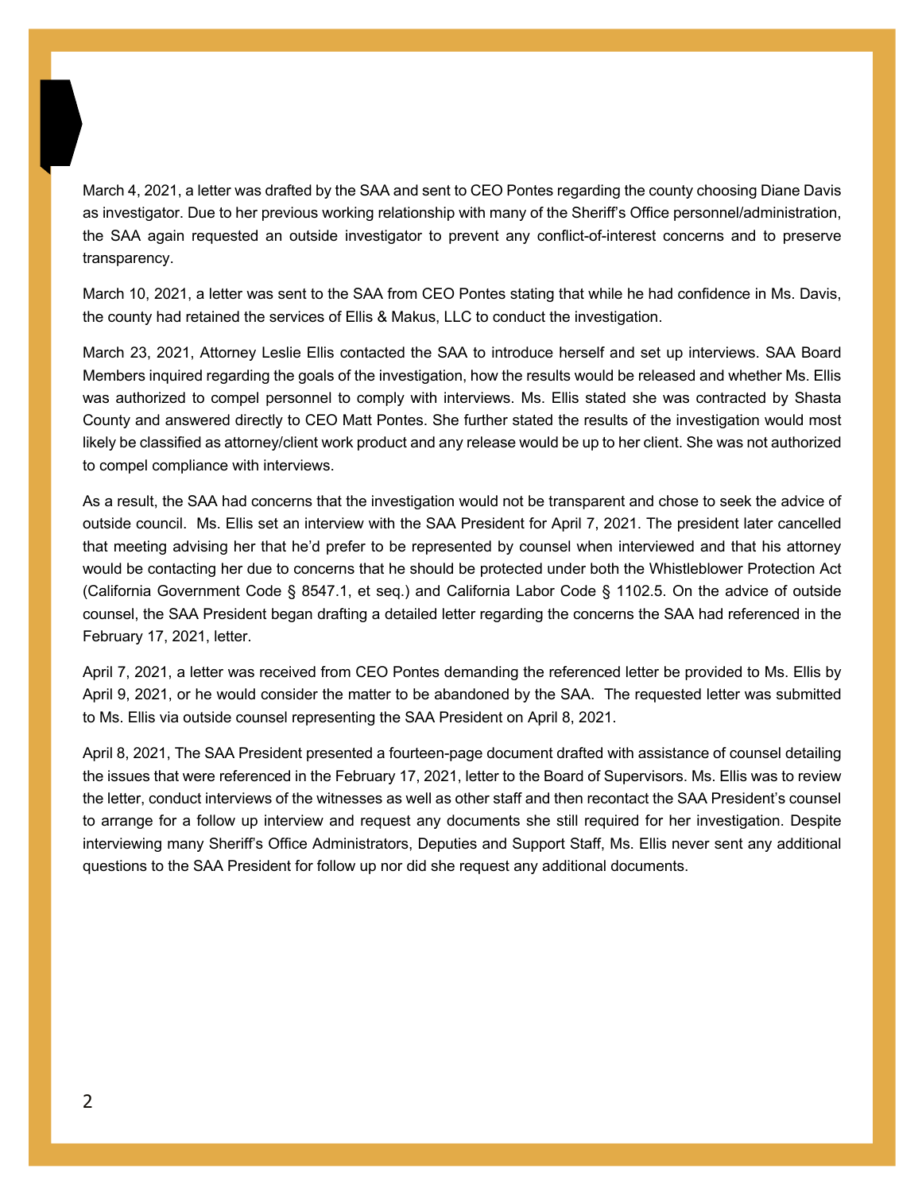March 4, 2021, a letter was drafted by the SAA and sent to CEO Pontes regarding the county choosing Diane Davis as investigator. Due to her previous working relationship with many of the Sheriff's Office personnel/administration, the SAA again requested an outside investigator to prevent any conflict-of-interest concerns and to preserve transparency.

March 10, 2021, a letter was sent to the SAA from CEO Pontes stating that while he had confidence in Ms. Davis, the county had retained the services of Ellis & Makus, LLC to conduct the investigation.

March 23, 2021, Attorney Leslie Ellis contacted the SAA to introduce herself and set up interviews. SAA Board Members inquired regarding the goals of the investigation, how the results would be released and whether Ms. Ellis was authorized to compel personnel to comply with interviews. Ms. Ellis stated she was contracted by Shasta County and answered directly to CEO Matt Pontes. She further stated the results of the investigation would most likely be classified as attorney/client work product and any release would be up to her client. She was not authorized to compel compliance with interviews.

As a result, the SAA had concerns that the investigation would not be transparent and chose to seek the advice of outside council. Ms. Ellis set an interview with the SAA President for April 7, 2021. The president later cancelled that meeting advising her that he'd prefer to be represented by counsel when interviewed and that his attorney would be contacting her due to concerns that he should be protected under both the Whistleblower Protection Act (California Government Code § 8547.1, et seq.) and California Labor Code § 1102.5. On the advice of outside counsel, the SAA President began drafting a detailed letter regarding the concerns the SAA had referenced in the February 17, 2021, letter.

April 7, 2021, a letter was received from CEO Pontes demanding the referenced letter be provided to Ms. Ellis by April 9, 2021, or he would consider the matter to be abandoned by the SAA. The requested letter was submitted to Ms. Ellis via outside counsel representing the SAA President on April 8, 2021.

April 8, 2021, The SAA President presented a fourteen-page document drafted with assistance of counsel detailing the issues that were referenced in the February 17, 2021, letter to the Board of Supervisors. Ms. Ellis was to review the letter, conduct interviews of the witnesses as well as other staff and then recontact the SAA President's counsel to arrange for a follow up interview and request any documents she still required for her investigation. Despite interviewing many Sheriff's Office Administrators, Deputies and Support Staff, Ms. Ellis never sent any additional questions to the SAA President for follow up nor did she request any additional documents.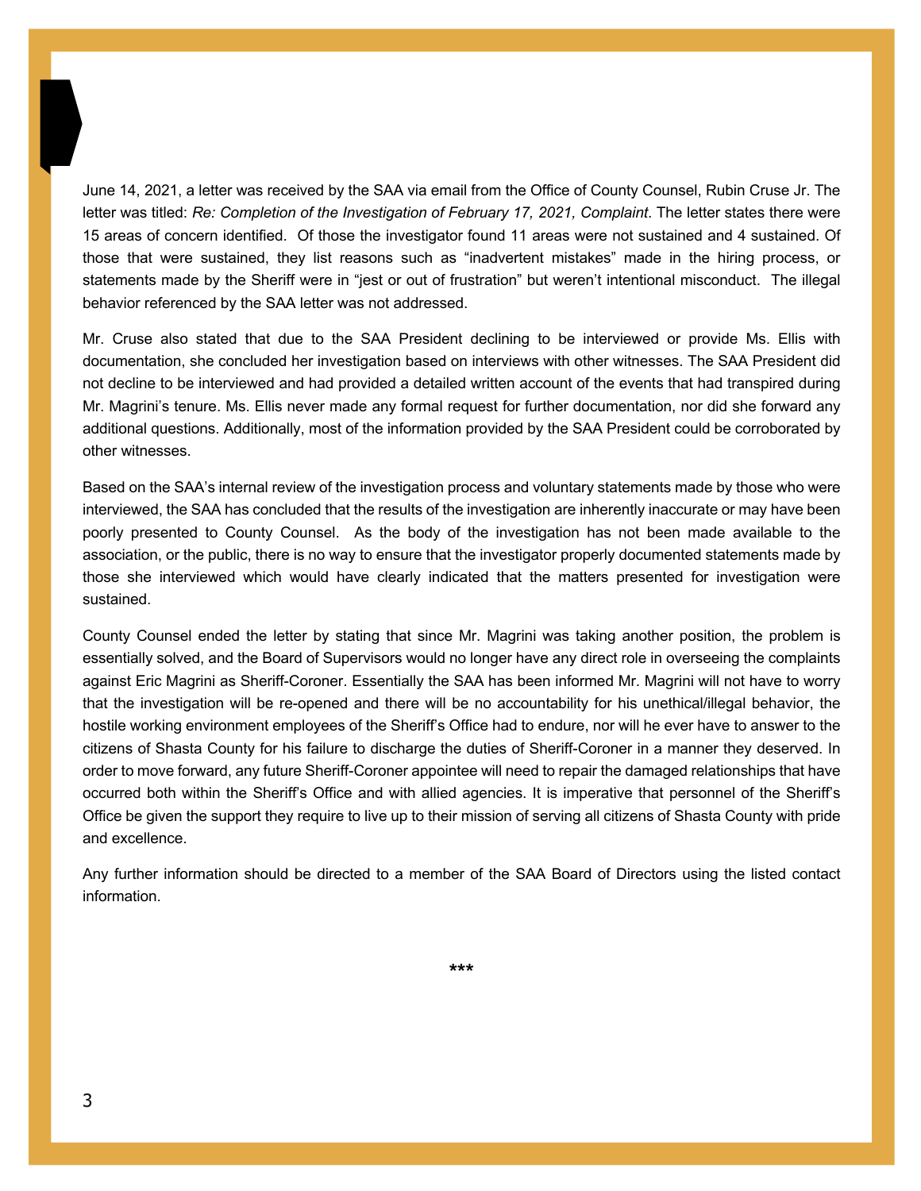June 14, 2021, a letter was received by the SAA via email from the Office of County Counsel, Rubin Cruse Jr. The letter was titled: *Re: Completion of the Investigation of February 17, 2021, Complaint*. The letter states there were 15 areas of concern identified. Of those the investigator found 11 areas were not sustained and 4 sustained. Of those that were sustained, they list reasons such as "inadvertent mistakes" made in the hiring process, or statements made by the Sheriff were in "jest or out of frustration" but weren't intentional misconduct. The illegal behavior referenced by the SAA letter was not addressed.

Mr. Cruse also stated that due to the SAA President declining to be interviewed or provide Ms. Ellis with documentation, she concluded her investigation based on interviews with other witnesses. The SAA President did not decline to be interviewed and had provided a detailed written account of the events that had transpired during Mr. Magrini's tenure. Ms. Ellis never made any formal request for further documentation, nor did she forward any additional questions. Additionally, most of the information provided by the SAA President could be corroborated by other witnesses.

Based on the SAA's internal review of the investigation process and voluntary statements made by those who were interviewed, the SAA has concluded that the results of the investigation are inherently inaccurate or may have been poorly presented to County Counsel. As the body of the investigation has not been made available to the association, or the public, there is no way to ensure that the investigator properly documented statements made by those she interviewed which would have clearly indicated that the matters presented for investigation were sustained.

County Counsel ended the letter by stating that since Mr. Magrini was taking another position, the problem is essentially solved, and the Board of Supervisors would no longer have any direct role in overseeing the complaints against Eric Magrini as Sheriff-Coroner. Essentially the SAA has been informed Mr. Magrini will not have to worry that the investigation will be re-opened and there will be no accountability for his unethical/illegal behavior, the hostile working environment employees of the Sheriff's Office had to endure, nor will he ever have to answer to the citizens of Shasta County for his failure to discharge the duties of Sheriff-Coroner in a manner they deserved. In order to move forward, any future Sheriff-Coroner appointee will need to repair the damaged relationships that have occurred both within the Sheriff's Office and with allied agencies. It is imperative that personnel of the Sheriff's Office be given the support they require to live up to their mission of serving all citizens of Shasta County with pride and excellence.

Any further information should be directed to a member of the SAA Board of Directors using the listed contact information.

***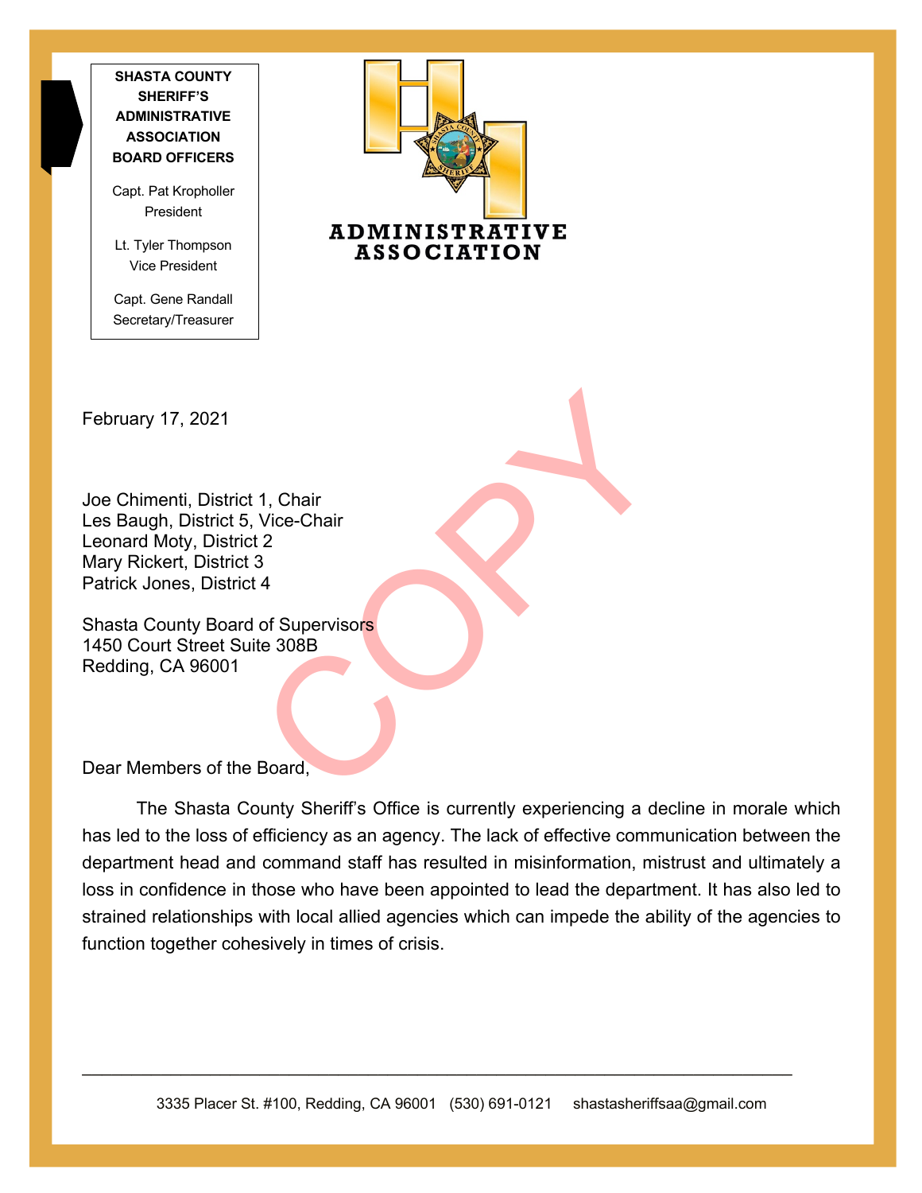**SHASTA COUNTY SHERIFF'S ADMINISTRATIVE ASSOCIATION BOARD OFFICERS**

Capt. Pat Kropholler
President

Lt. Tyler Thompson
Vice President

Capt. Gene Randall
Secretary/Treasurer

**ADMINISTRATIVE ASSOCIATION**

COPY

February 17, 2021

Joe Chimenti, District 1, Chair
Les Baugh, District 5, Vice-Chair
Leonard Moty, District 2
Mary Rickert, District 3
Patrick Jones, District 4

Shasta County Board of Supervisors
1450 Court Street Suite 308B
Redding, CA 96001

Dear Members of the Board,

The Shasta County Sheriff's Office is currently experiencing a decline in morale which has led to the loss of efficiency as an agency. The lack of effective communication between the department head and command staff has resulted in misinformation, mistrust and ultimately a loss in confidence in those who have been appointed to lead the department. It has also led to strained relationships with local allied agencies which can impede the ability of the agencies to function together cohesively in times of crisis.

3335 Placer St. #100, Redding, CA 96001 (530) 691-0121 shastasheriffsaa@gmail.com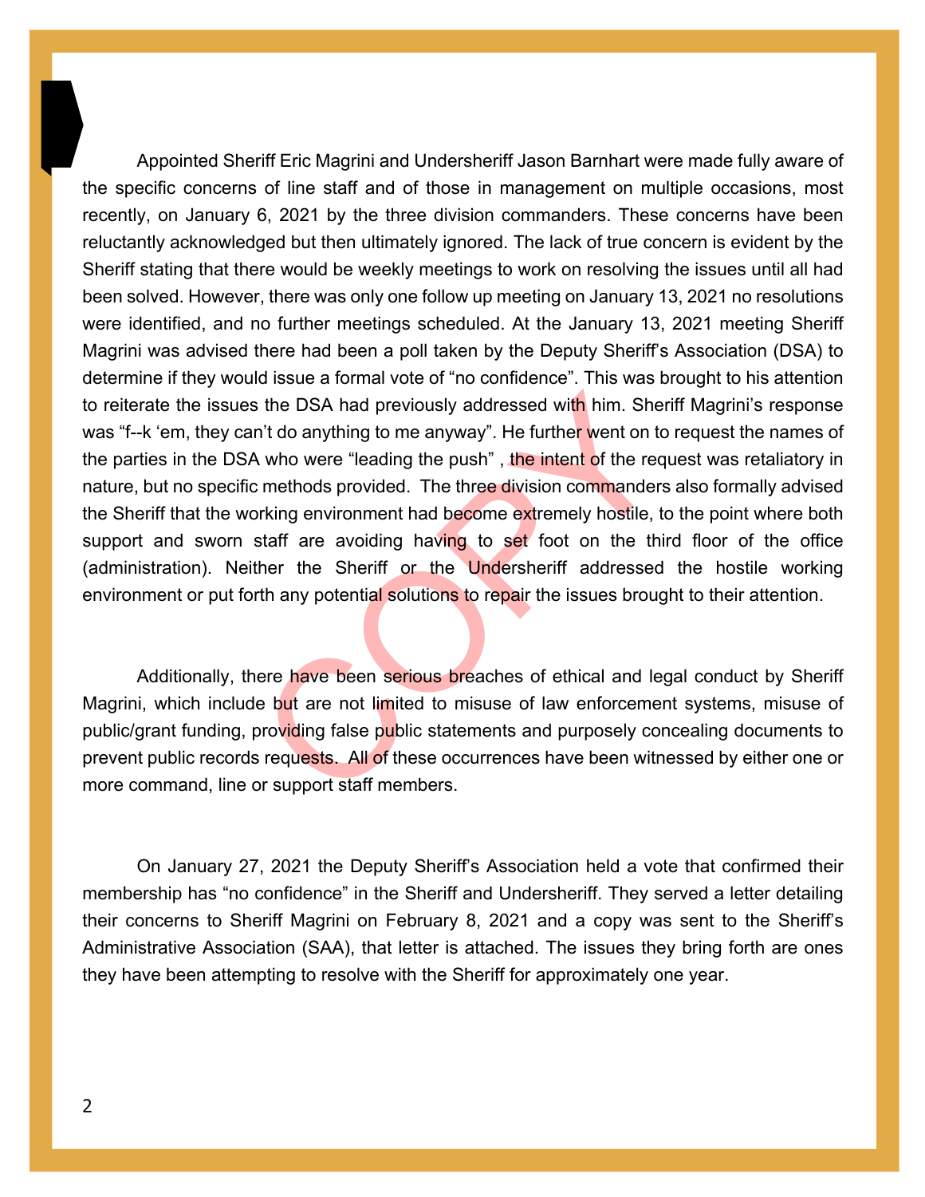Appointed Sheriff Eric Magrini and Undersheriff Jason Barnhart were made fully aware of the specific concerns of line staff and of those in management on multiple occasions, most recently, on January 6, 2021 by the three division commanders. These concerns have been reluctantly acknowledged but then ultimately ignored. The lack of true concern is evident by the Sheriff stating that there would be weekly meetings to work on resolving the issues until all had been solved. However, there was only one follow up meeting on January 13, 2021 no resolutions were identified, and no further meetings scheduled. At the January 13, 2021 meeting Sheriff Magrini was advised there had been a poll taken by the Deputy Sheriff's Association (DSA) to determine if they would issue a formal vote of "no confidence". This was brought to his attention to reiterate the issues the DSA had previously addressed with him. Sheriff Magrini's response was "f--k 'em, they can't do anything to me anyway". He further went on to request the names of the parties in the DSA who were "leading the push" , the intent of the request was retaliatory in nature, but no specific methods provided. The three division commanders also formally advised the Sheriff that the working environment had become extremely hostile, to the point where both support and sworn staff are avoiding having to set foot on the third floor of the office (administration). Neither the Sheriff or the Undersheriff addressed the hostile working environment or put forth any potential solutions to repair the issues brought to their attention.

Additionally, there have been serious breaches of ethical and legal conduct by Sheriff Magrini, which include but are not limited to misuse of law enforcement systems, misuse of public/grant funding, providing false public statements and purposely concealing documents to prevent public records requests. All of these occurrences have been witnessed by either one or more command, line or support staff members.

On January 27, 2021 the Deputy Sheriff's Association held a vote that confirmed their membership has "no confidence" in the Sheriff and Undersheriff. They served a letter detailing their concerns to Sheriff Magrini on February 8, 2021 and a copy was sent to the Sheriff's Administrative Association (SAA), that letter is attached. The issues they bring forth are ones they have been attempting to resolve with the Sheriff for approximately one year.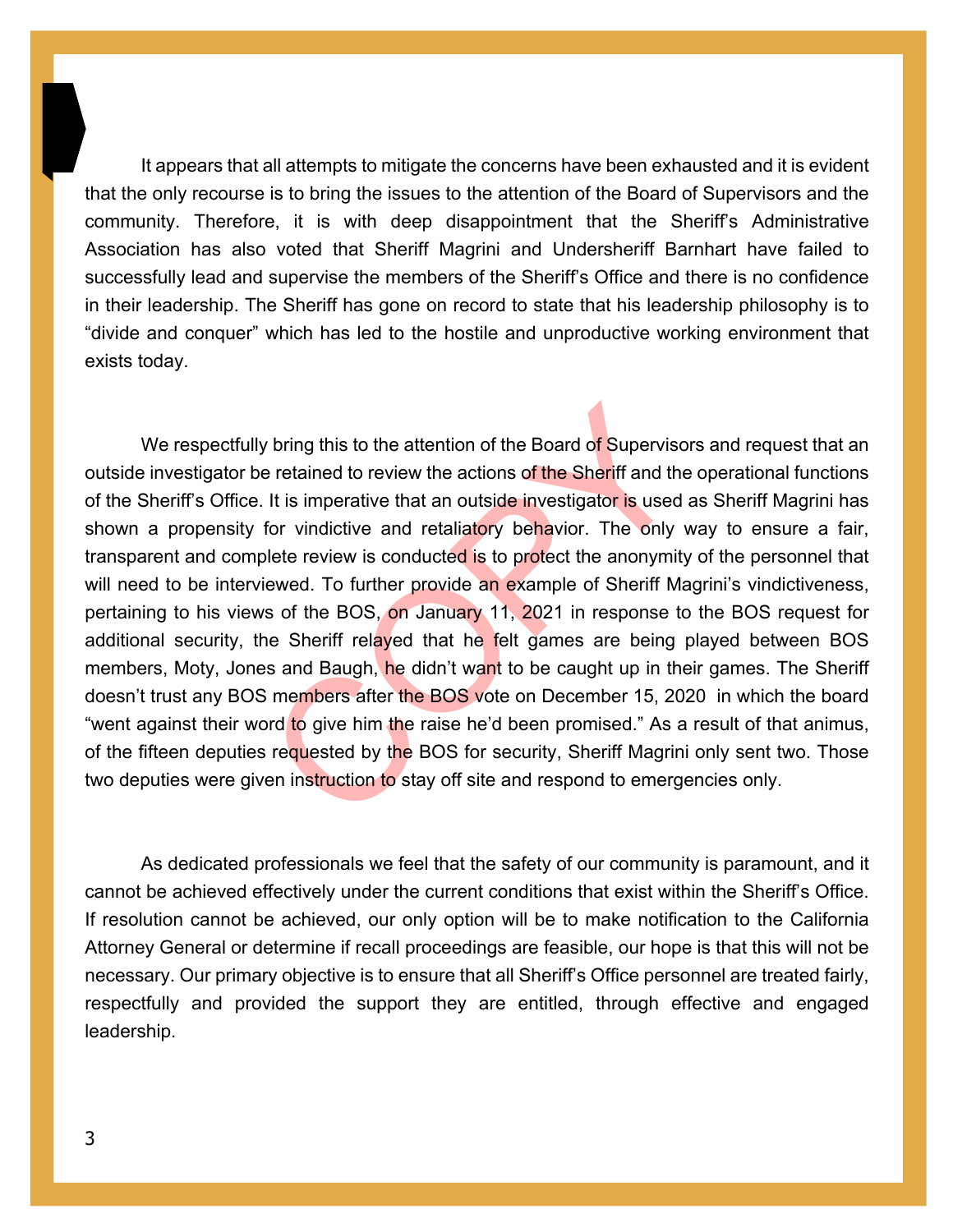It appears that all attempts to mitigate the concerns have been exhausted and it is evident that the only recourse is to bring the issues to the attention of the Board of Supervisors and the community. Therefore, it is with deep disappointment that the Sheriff's Administrative Association has also voted that Sheriff Magrini and Undersheriff Barnhart have failed to successfully lead and supervise the members of the Sheriff's Office and there is no confidence in their leadership. The Sheriff has gone on record to state that his leadership philosophy is to "divide and conquer" which has led to the hostile and unproductive working environment that exists today.

We respectfully bring this to the attention of the Board of Supervisors and request that an outside investigator be retained to review the actions of the Sheriff and the operational functions of the Sheriff's Office. It is imperative that an outside investigator is used as Sheriff Magrini has shown a propensity for vindictive and retaliatory behavior. The only way to ensure a fair, transparent and complete review is conducted is to protect the anonymity of the personnel that will need to be interviewed. To further provide an example of Sheriff Magrini's vindictiveness, pertaining to his views of the BOS, on January 11, 2021 in response to the BOS request for additional security, the Sheriff relayed that he felt games are being played between BOS members, Moty, Jones and Baugh, he didn't want to be caught up in their games. The Sheriff doesn't trust any BOS members after the BOS vote on December 15, 2020 in which the board "went against their word to give him the raise he'd been promised." As a result of that animus, of the fifteen deputies requested by the BOS for security, Sheriff Magrini only sent two. Those two deputies were given instruction to stay off site and respond to emergencies only.

As dedicated professionals we feel that the safety of our community is paramount, and it cannot be achieved effectively under the current conditions that exist within the Sheriff's Office. If resolution cannot be achieved, our only option will be to make notification to the California Attorney General or determine if recall proceedings are feasible, our hope is that this will not be necessary. Our primary objective is to ensure that all Sheriff's Office personnel are treated fairly, respectfully and provided the support they are entitled, through effective and engaged leadership.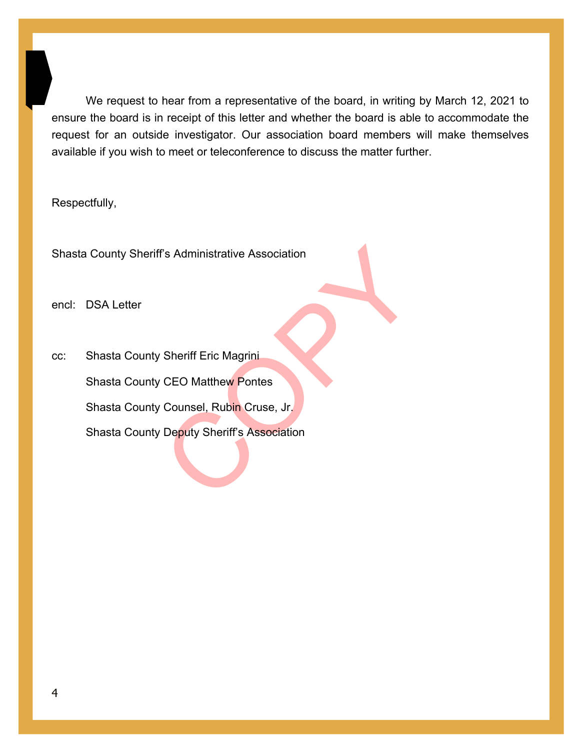We request to hear from a representative of the board, in writing by March 12, 2021 to ensure the board is in receipt of this letter and whether the board is able to accommodate the request for an outside investigator. Our association board members will make themselves available if you wish to meet or teleconference to discuss the matter further.

Respectfully,

Shasta County Sheriff's Administrative Association

encl: DSA Letter

cc: Shasta County Sheriff Eric Magrini

Shasta County CEO Matthew Pontes

Shasta County Counsel, Rubin Cruse, Jr.

Shasta County Deputy Sheriff's Association

COPY